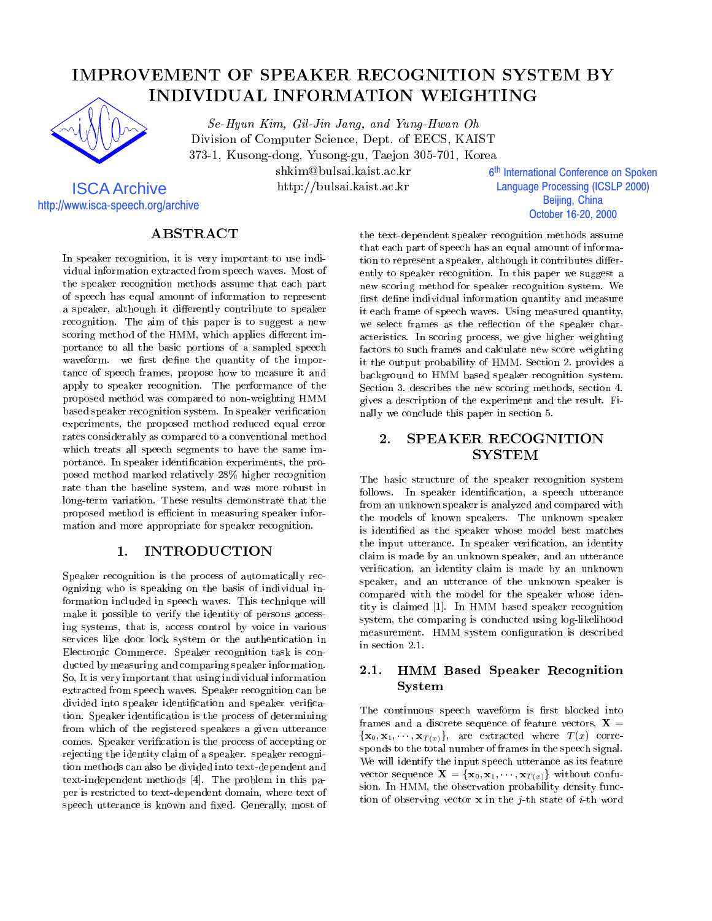# IMPROVEMENT OF SPEAKER RECOGNITION SYSTEM BY INDIVIDUAL INFORMATION WEIGHTING

*Se-Hyun Kim, Gil-Jin Jang, and Yung-Hwan Oh*
Division of Computer Science, Dept. of EECS, KAIST
373-1, Kusong-dong, Yusong-gu, Taejon 305-701, Korea
shkim@bulsai.kaist.ac.kr
http://bulsai.kaist.ac.kr

ISCA Archive
http://www.isca-speech.org/archive

6th International Conference on Spoken Language Processing (ICSLP 2000)
Beijing, China
October 16-20, 2000

## ABSTRACT

In speaker recognition, it is very important to use individual information extracted from speech waves. Most of the speaker recognition methods assume that each part of speech has equal amount of information to represent a speaker, although it differently contribute to speaker recognition. The aim of this paper is to suggest a new scoring method of the HMM, which applies different importance to all the basic portions of a sampled speech waveform. we first define the quantity of the importance of speech frames, propose how to measure it and apply to speaker recognition. The performance of the proposed method was compared to non-weighting HMM based speaker recognition system. In speaker verification experiments, the proposed method reduced equal error rates considerably as compared to a conventional method which treats all speech segments to have the same importance. In speaker identification experiments, the proposed method marked relatively 28% higher recognition rate than the baseline system, and was more robust in long-term variation. These results demonstrate that the proposed method is efficient in measuring speaker information and more appropriate for speaker recognition.

## 1. INTRODUCTION

Speaker recognition is the process of automatically recognizing who is speaking on the basis of individual information included in speech waves. This technique will make it possible to verify the identity of persons accessing systems, that is, access control by voice in various services like door lock system or the authentication in Electronic Commerce. Speaker recognition task is conducted by measuring and comparing speaker information. So, It is very important that using individual information extracted from speech waves. Speaker recognition can be divided into speaker identification and speaker verification. Speaker identification is the process of determining from which of the registered speakers a given utterance comes. Speaker verification is the process of accepting or rejecting the identity claim of a speaker. speaker recognition methods can also be divided into text-dependent and text-independent methods [4]. The problem in this paper is restricted to text-dependent domain, where text of speech utterance is known and fixed. Generally, most of the text-dependent speaker recognition methods assume that each part of speech has an equal amount of information to represent a speaker, although it contributes differently to speaker recognition. In this paper we suggest a new scoring method for speaker recognition system. We first define individual information quantity and measure it each frame of speech waves. Using measured quantity, we select frames as the reflection of the speaker characteristics. In scoring process, we give higher weighting factors to such frames and calculate new score weighting it the output probability of HMM. Section 2. provides a background to HMM based speaker recognition system. Section 3. describes the new scoring methods, section 4. gives a description of the experiment and the result. Finally we conclude this paper in section 5.

## 2. SPEAKER RECOGNITION SYSTEM

The basic structure of the speaker recognition system follows. In speaker identification, a speech utterance from an unknown speaker is analyzed and compared with the models of known speakers. The unknown speaker is identified as the speaker whose model best matches the input utterance. In speaker verification, an identity claim is made by an unknown speaker, and an utterance verification, an identity claim is made by an unknown speaker, and an utterance of the unknown speaker is compared with the model for the speaker whose identity is claimed [1]. In HMM based speaker recognition system, the comparing is conducted using log-likelihood measurement. HMM system configuration is described in section 2.1.

### 2.1. HMM Based Speaker Recognition System

The continuous speech waveform is first blocked into frames and a discrete sequence of feature vectors, $\mathbf{X} = \{\mathbf{x}_0, \mathbf{x}_1, \cdots, \mathbf{x}_{T(x)}\}$, are extracted where $T(x)$ corresponds to the total number of frames in the speech signal. We will identify the input speech utterance as its feature vector sequence $\mathbf{X} = \{\mathbf{x}_0, \mathbf{x}_1, \cdots, \mathbf{x}_{T(x)}\}$ without confusion. In HMM, the observation probability density function of observing vector $\mathbf{x}$ in the $j$-th state of $i$-th word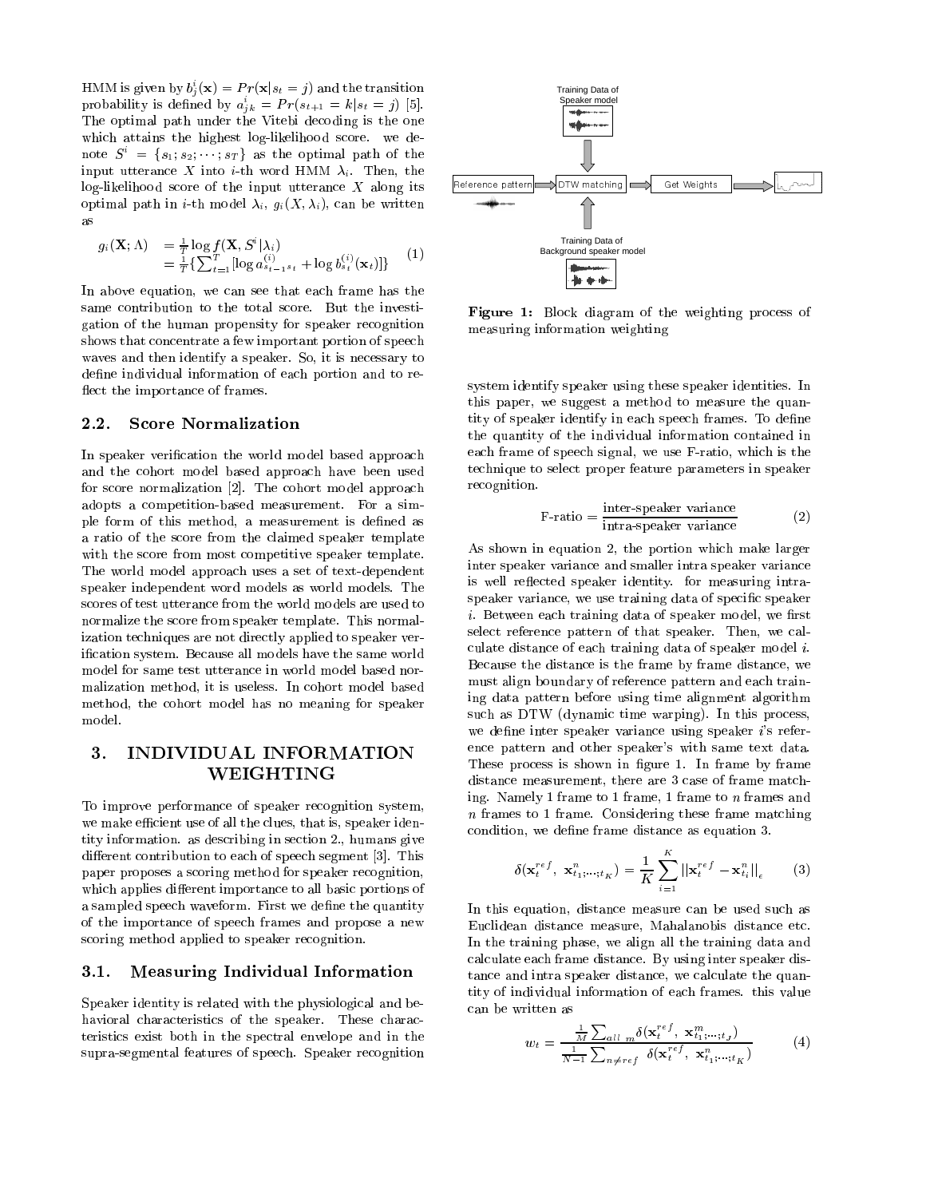HMM is given by $b_j^i(\mathbf{x}) = Pr(\mathbf{x}|s_t = j)$ and the transition probability is defined by $a_{jk}^i = Pr(s_{t+1} = k|s_t = j)$ [5]. The optimal path under the Vitebi decoding is the one which attains the highest log-likelihood score. we denote $S^i = \{s_1; s_2; \cdots; s_T\}$ as the optimal path of the input utterance $X$ into $i$-th word HMM $\lambda_i$. Then, the log-likelihood score of the input utterance $X$ along its optimal path in $i$-th model $\lambda_i$, $g_i(X, \lambda_i)$, can be written as

$$\begin{aligned} g_i(\mathbf{X}; \Lambda) &= \frac{1}{T} \log f(\mathbf{X}, S^i|\lambda_i) \\ &= \frac{1}{T}\{\sum_{t=1}^{T} [\log a_{s_{t-1}s_t}^{(i)} + \log b_{s_t}^{(i)}(\mathbf{x}_t)]\} \end{aligned} \quad (1)$$

In above equation, we can see that each frame has the same contribution to the total score. But the investigation of the human propensity for speaker recognition shows that concentrate a few important portion of speech waves and then identify a speaker. So, it is necessary to define individual information of each portion and to reflect the importance of frames.

### 2.2. Score Normalization

In speaker verification the world model based approach and the cohort model based approach have been used for score normalization [2]. The cohort model approach adopts a competition-based measurement. For a simple form of this method, a measurement is defined as a ratio of the score from the claimed speaker template with the score from most competitive speaker template. The world model approach uses a set of text-dependent speaker independent word models as world models. The scores of test utterance from the world models are used to normalize the score from speaker template. This normalization techniques are not directly applied to speaker verification system. Because all models have the same world model for same test utterance in world model based normalization method, it is useless. In cohort model based method, the cohort model has no meaning for speaker model.

## 3. INDIVIDUAL INFORMATION WEIGHTING

To improve performance of speaker recognition system, we make efficient use of all the clues, that is, speaker identity information. as describing in section 2., humans give different contribution to each of speech segment [3]. This paper proposes a scoring method for speaker recognition, which applies different importance to all basic portions of a sampled speech waveform. First we define the quantity of the importance of speech frames and propose a new scoring method applied to speaker recognition.

### 3.1. Measuring Individual Information

Speaker identity is related with the physiological and behavioral characteristics of the speaker. These characteristics exist both in the spectral envelope and in the supra-segmental features of speech. Speaker recognition system identify speaker using these speaker identities. In this paper, we suggest a method to measure the quantity of speaker identify in each speech frames. To define the quantity of the individual information contained in each frame of speech signal, we use F-ratio, which is the technique to select proper feature parameters in speaker recognition.

Training Data of Speaker model

Reference pattern → DTW matching → Get Weights

Training Data of Background speaker model

**Figure 1:** Block diagram of the weighting process of measuring information weighting

$$\text{F-ratio} = \frac{\text{inter-speaker variance}}{\text{intra-speaker variance}} \quad (2)$$

As shown in equation 2, the portion which make larger inter speaker variance and smaller intra speaker variance is well reflected speaker identity. for measuring intra-speaker variance, we use training data of specific speaker $i$. Between each training data of speaker model, we first select reference pattern of that speaker. Then, we calculate distance of each training data of speaker model $i$. Because the distance is the frame by frame distance, we must align boundary of reference pattern and each training data pattern before using time alignment algorithm such as DTW (dynamic time warping). In this process, we define inter speaker variance using speaker $i$'s reference pattern and other speaker's with same text data. These process is shown in figure 1. In frame by frame distance measurement, there are 3 case of frame matching. Namely 1 frame to 1 frame, 1 frame to $n$ frames and $n$ frames to 1 frame. Considering these frame matching condition, we define frame distance as equation 3.

$$\delta(\mathbf{x}_t^{ref},\ \mathbf{x}_{t_1;\cdots;t_K}^{n}) = \frac{1}{K}\sum_{i=1}^{K} ||\mathbf{x}_t^{ref} - \mathbf{x}_{t_i}^{n}||_{\epsilon} \quad (3)$$

In this equation, distance measure can be used such as Euclidean distance measure, Mahalanobis distance etc. In the training phase, we align all the training data and calculate each frame distance. By using inter speaker distance and intra speaker distance, we calculate the quantity of individual information of each frames. this value can be written as

$$w_t = \frac{\frac{1}{M}\sum_{all\ m} \delta(\mathbf{x}_t^{ref},\ \mathbf{x}_{t_1;\cdots;t_J}^{m})}{\frac{1}{N-1}\sum_{n \neq ref}\ \delta(\mathbf{x}_t^{ref},\ \mathbf{x}_{t_1;\cdots;t_K}^{n})} \quad (4)$$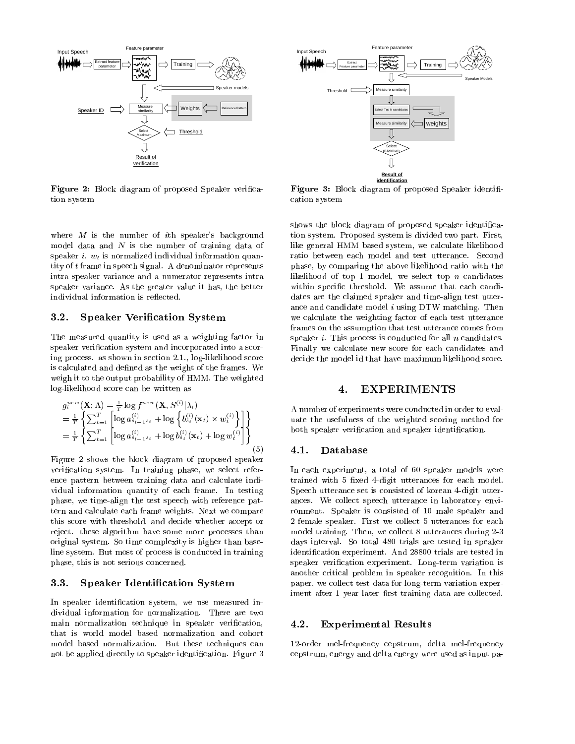Figure 2: Block diagram of proposed Speaker verification system

Figure 3: Block diagram of proposed Speaker identification system

where $M$ is the number of $i$th speaker's background model data and $N$ is the number of training data of speaker $i$. $w_t$ is normalized individual information quantity of $t$ frame in speech signal. A denominator represents intra speaker variance and a numerator represents intra speaker variance. As the greater value it has, the better individual information is reflected.

## 3.2. Speaker Verification System

The measured quantity is used as a weighting factor in speaker verification system and incorporated into a scoring process. as shown in section 2.1., log-likelihood score is calculated and defined as the weight of the frames. We weigh it to the output probability of HMM. The weighted log-likelihood score can be written as

$$
\begin{aligned}
&g_i^{new}(\mathbf{X};\Lambda) = \frac{1}{T}\log f^{new}(\mathbf{X}, S^{(i)}|\lambda_i) \\
&= \frac{1}{T}\left\{\sum_{t=1}^{T}\left[\log a_{s_{t-1}s_t}^{(i)} + \log\left\{b_{s_t}^{(i)}(\mathbf{x}_t)\times w_t^{(i)}\right\}\right]\right\} \\
&= \frac{1}{T}\left\{\sum_{t=1}^{T}\left[\log a_{s_{t-1}s_t}^{(i)} + \log b_{s_t}^{(i)}(\mathbf{x}_t) + \log w_t^{(i)}\right]\right\}
\end{aligned}
\tag{5}
$$

Figure 2 shows the block diagram of proposed speaker verification system. In training phase, we select reference pattern between training data and calculate individual information quantity of each frame. In testing phase, we time-align the test speech with reference pattern and calculate each frame weights. Next we compare this score with threshold, and decide whether accept or reject. these algorithm have some more processes than original system. So time complexity is higher than baseline system. But most of process is conducted in training phase, this is not serious concerned.

## 3.3. Speaker Identification System

In speaker identification system, we use measured individual information for normalization. There are two main normalization technique in speaker verification, that is world model based normalization and cohort model based normalization. But these techniques can not be applied directly to speaker identification. Figure 3 shows the block diagram of proposed speaker identification system. Proposed system is divided two part. First, like general HMM based system, we calculate likelihood ratio between each model and test utterance. Second phase, by comparing the above likelihood ratio with the likelihood of top 1 model, we select top $n$ candidates within specific threshold. We assume that each candidates are the claimed speaker and time-align test utterance and candidate model $i$ using DTW matching. Then we calculate the weighting factor of each test utterance frames on the assumption that test utterance comes from speaker $i$. This process is conducted for all $n$ candidates. Finally we calculate new score for each candidates and decide the model id that have maximum likelihood score.

# 4. EXPERIMENTS

A number of experiments were conducted in order to evaluate the usefulness of the weighted scoring method for both speaker verification and speaker identification.

## 4.1. Database

In each experiment, a total of 60 speaker models were trained with 5 fixed 4-digit utterances for each model. Speech utterance set is consisted of korean 4-digit utterances. We collect speech utterance in laboratory environment. Speaker is consisted of 10 male speaker and 2 female speaker. First we collect 5 utterances for each model training. Then, we collect 8 utterances during 2-3 days interval. So total 480 trials are tested in speaker identification experiment. And 28800 trials are tested in speaker verification experiment. Long-term variation is another critical problem in speaker recognition. In this paper, we collect test data for long-term variation experiment after 1 year later first training data are collected.

## 4.2. Experimental Results

12-order mel-frequency cepstrum, delta mel-frequency cepstrum, energy and delta energy were used as input pa-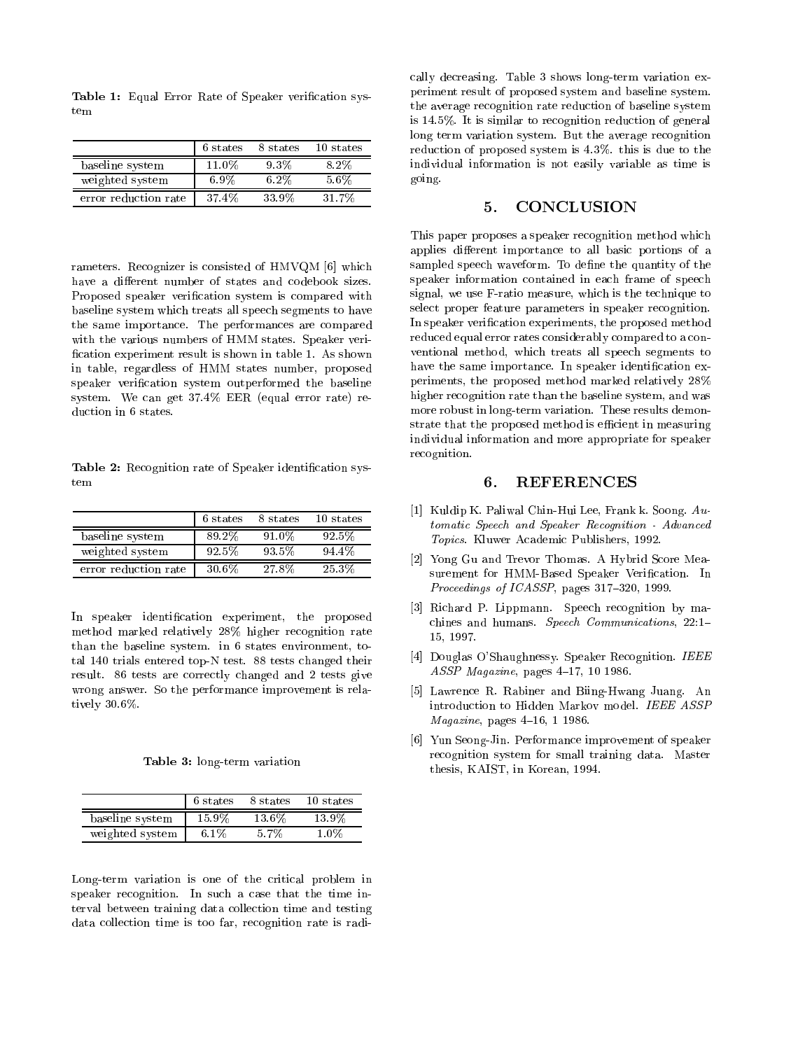Table 1: Equal Error Rate of Speaker verification system

| | 6 states | 8 states | 10 states |
|---|---|---|---|
| baseline system | 11.0% | 9.3% | 8.2% |
| weighted system | 6.9% | 6.2% | 5.6% |
| error reduction rate | 37.4% | 33.9% | 31.7% |

rameters. Recognizer is consisted of HMVQM [6] which have a different number of states and codebook sizes. Proposed speaker verification system is compared with baseline system which treats all speech segments to have the same importance. The performances are compared with the various numbers of HMM states. Speaker verification experiment result is shown in table 1. As shown in table, regardless of HMM states number, proposed speaker verification system outperformed the baseline system. We can get 37.4% EER (equal error rate) reduction in 6 states.

Table 2: Recognition rate of Speaker identification system

| | 6 states | 8 states | 10 states |
|---|---|---|---|
| baseline system | 89.2% | 91.0% | 92.5% |
| weighted system | 92.5% | 93.5% | 94.4% |
| error reduction rate | 30.6% | 27.8% | 25.3% |

In speaker identification experiment, the proposed method marked relatively 28% higher recognition rate than the baseline system. in 6 states environment, total 140 trials entered top-N test. 88 tests changed their result. 86 tests are correctly changed and 2 tests give wrong answer. So the performance improvement is relatively 30.6%.

Table 3: long-term variation

| | 6 states | 8 states | 10 states |
|---|---|---|---|
| baseline system | 15.9% | 13.6% | 13.9% |
| weighted system | 6.1% | 5.7% | 1.0% |

Long-term variation is one of the critical problem in speaker recognition. In such a case that the time interval between training data collection time and testing data collection time is too far, recognition rate is radically decreasing. Table 3 shows long-term variation experiment result of proposed system and baseline system. the average recognition rate reduction of baseline system is 14.5%. It is similar to recognition reduction of general long term variation system. But the average recognition reduction of proposed system is 4.3%. this is due to the individual information is not easily variable as time is going.

## 5. CONCLUSION

This paper proposes a speaker recognition method which applies different importance to all basic portions of a sampled speech waveform. To define the quantity of the speaker information contained in each frame of speech signal, we use F-ratio measure, which is the technique to select proper feature parameters in speaker recognition. In speaker verification experiments, the proposed method reduced equal error rates considerably compared to a conventional method, which treats all speech segments to have the same importance. In speaker identification experiments, the proposed method marked relatively 28% higher recognition rate than the baseline system, and was more robust in long-term variation. These results demonstrate that the proposed method is efficient in measuring individual information and more appropriate for speaker recognition.

## 6. REFERENCES

[1] Kuldip K. Paliwal Chin-Hui Lee, Frank k. Soong. *Automatic Speech and Speaker Recognition - Advanced Topics*. Kluwer Academic Publishers, 1992.

[2] Yong Gu and Trevor Thomas. A Hybrid Score Measurement for HMM-Based Speaker Verification. In *Proceedings of ICASSP*, pages 317–320, 1999.

[3] Richard P. Lippmann. Speech recognition by machines and humans. *Speech Communications*, 22:1–15, 1997.

[4] Douglas O'Shaughnessy. Speaker Recognition. *IEEE ASSP Magazine*, pages 4–17, 10 1986.

[5] Lawrence R. Rabiner and Biing-Hwang Juang. An introduction to Hidden Markov model. *IEEE ASSP Magazine*, pages 4–16, 1 1986.

[6] Yun Seong-Jin. Performance improvement of speaker recognition system for small training data. Master thesis, KAIST, in Korean, 1994.